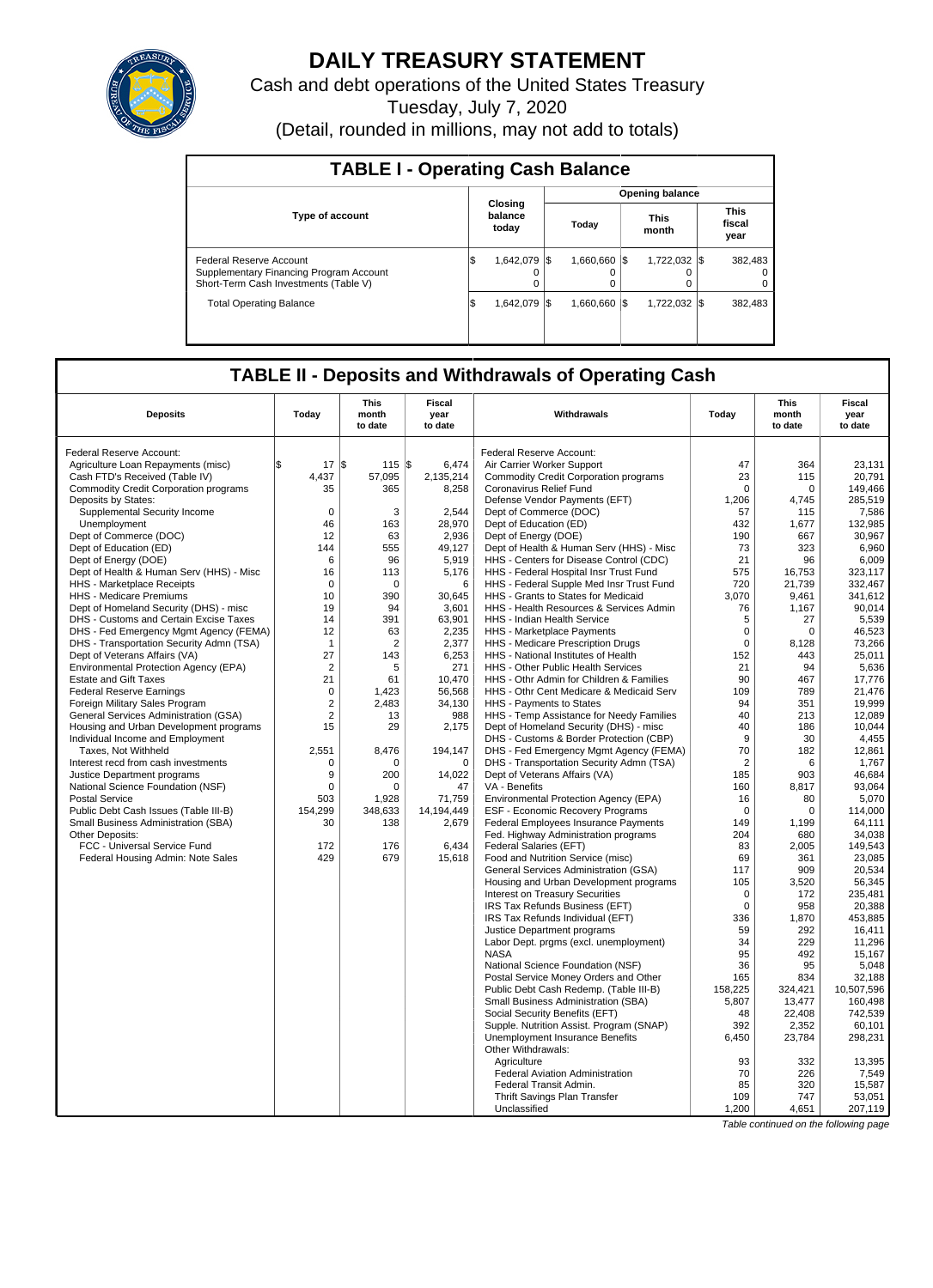# DAILY TREASURY STATEMENT

Cash and debt operations of the United States Treasury

Tuesday, July 7, 2020

(Detail, rounded in millions, may not add to totals)

## TABLE I - Operating Cash Balance

| Type of account | Closing balance today | Opening balance Today | Opening balance This month | Opening balance This fiscal year |
|---|---|---|---|---|
| Federal Reserve Account | $ 1,642,079 | $ 1,660,660 | $ 1,722,032 | $ 382,483 |
| Supplementary Financing Program Account | 0 | 0 | 0 | 0 |
| Short-Term Cash Investments (Table V) | 0 | 0 | 0 | 0 |
| Total Operating Balance | $ 1,642,079 | $ 1,660,660 | $ 1,722,032 | $ 382,483 |

## TABLE II - Deposits and Withdrawals of Operating Cash

| Deposits | Today | This month to date | Fiscal year to date |
|---|---|---|---|
| Federal Reserve Account: | | | |
| Agriculture Loan Repayments (misc) | $ 17 | $ 115 | $ 6,474 |
| Cash FTD's Received (Table IV) | 4,437 | 57,095 | 2,135,214 |
| Commodity Credit Corporation programs | 35 | 365 | 8,258 |
| Deposits by States: | | | |
| Supplemental Security Income | 0 | 3 | 2,544 |
| Unemployment | 46 | 163 | 28,970 |
| Dept of Commerce (DOC) | 12 | 63 | 2,936 |
| Dept of Education (ED) | 144 | 555 | 49,127 |
| Dept of Energy (DOE) | 6 | 96 | 5,919 |
| Dept of Health & Human Serv (HHS) - Misc | 16 | 113 | 5,176 |
| HHS - Marketplace Receipts | 0 | 0 | 6 |
| HHS - Medicare Premiums | 10 | 390 | 30,645 |
| Dept of Homeland Security (DHS) - misc | 19 | 94 | 3,601 |
| DHS - Customs and Certain Excise Taxes | 14 | 391 | 63,901 |
| DHS - Fed Emergency Mgmt Agency (FEMA) | 12 | 63 | 2,235 |
| DHS - Transportation Security Admn (TSA) | 1 | 2 | 2,377 |
| Dept of Veterans Affairs (VA) | 27 | 143 | 6,253 |
| Environmental Protection Agency (EPA) | 2 | 5 | 271 |
| Estate and Gift Taxes | 21 | 61 | 10,470 |
| Federal Reserve Earnings | 0 | 1,423 | 56,568 |
| Foreign Military Sales Program | 2 | 2,483 | 34,130 |
| General Services Administration (GSA) | 2 | 13 | 988 |
| Housing and Urban Development programs | 15 | 29 | 2,175 |
| Individual Income and Employment Taxes, Not Withheld | 2,551 | 8,476 | 194,147 |
| Interest recd from cash investments | 0 | 0 | 0 |
| Justice Department programs | 9 | 200 | 14,022 |
| National Science Foundation (NSF) | 0 | 0 | 47 |
| Postal Service | 503 | 1,928 | 71,759 |
| Public Debt Cash Issues (Table III-B) | 154,299 | 348,633 | 14,194,449 |
| Small Business Administration (SBA) | 30 | 138 | 2,679 |
| Other Deposits: | | | |
| FCC - Universal Service Fund | 172 | 176 | 6,434 |
| Federal Housing Admin: Note Sales | 429 | 679 | 15,618 |

| Withdrawals | Today | This month to date | Fiscal year to date |
|---|---|---|---|
| Federal Reserve Account: | | | |
| Air Carrier Worker Support | 47 | 364 | 23,131 |
| Commodity Credit Corporation programs | 23 | 115 | 20,791 |
| Coronavirus Relief Fund | 0 | 0 | 149,466 |
| Defense Vendor Payments (EFT) | 1,206 | 4,745 | 285,519 |
| Dept of Commerce (DOC) | 57 | 115 | 7,586 |
| Dept of Education (ED) | 432 | 1,677 | 132,985 |
| Dept of Energy (DOE) | 190 | 667 | 30,967 |
| Dept of Health & Human Serv (HHS) - Misc | 73 | 323 | 6,960 |
| HHS - Centers for Disease Control (CDC) | 21 | 96 | 6,009 |
| HHS - Federal Hospital Insr Trust Fund | 575 | 16,753 | 323,117 |
| HHS - Federal Supple Med Insr Trust Fund | 720 | 21,739 | 332,467 |
| HHS - Grants to States for Medicaid | 3,070 | 9,461 | 341,612 |
| HHS - Health Resources & Services Admin | 76 | 1,167 | 90,014 |
| HHS - Indian Health Service | 5 | 27 | 5,539 |
| HHS - Marketplace Payments | 0 | 0 | 46,523 |
| HHS - Medicare Prescription Drugs | 0 | 8,128 | 73,266 |
| HHS - National Institutes of Health | 152 | 443 | 25,011 |
| HHS - Other Public Health Services | 21 | 94 | 5,636 |
| HHS - Othr Admin for Children & Families | 90 | 467 | 17,776 |
| HHS - Othr Cent Medicare & Medicaid Serv | 109 | 789 | 21,476 |
| HHS - Payments to States | 94 | 351 | 19,999 |
| HHS - Temp Assistance for Needy Families | 40 | 213 | 12,089 |
| Dept of Homeland Security (DHS) - misc | 40 | 186 | 10,044 |
| DHS - Customs & Border Protection (CBP) | 9 | 30 | 4,455 |
| DHS - Fed Emergency Mgmt Agency (FEMA) | 70 | 182 | 12,861 |
| DHS - Transportation Security Admn (TSA) | 2 | 6 | 1,767 |
| Dept of Veterans Affairs (VA) | 185 | 903 | 46,684 |
| VA - Benefits | 160 | 8,817 | 93,064 |
| Environmental Protection Agency (EPA) | 16 | 80 | 5,070 |
| ESF - Economic Recovery Programs | 0 | 0 | 114,000 |
| Federal Employees Insurance Payments | 149 | 1,199 | 64,111 |
| Fed. Highway Administration programs | 204 | 680 | 34,038 |
| Federal Salaries (EFT) | 83 | 2,005 | 149,543 |
| Food and Nutrition Service (misc) | 69 | 361 | 23,085 |
| General Services Administration (GSA) | 117 | 909 | 20,534 |
| Housing and Urban Development programs | 105 | 3,520 | 56,345 |
| Interest on Treasury Securities | 0 | 172 | 235,481 |
| IRS Tax Refunds Business (EFT) | 0 | 958 | 20,388 |
| IRS Tax Refunds Individual (EFT) | 336 | 1,870 | 453,885 |
| Justice Department programs | 59 | 292 | 16,411 |
| Labor Dept. prgms (excl. unemployment) | 34 | 229 | 11,296 |
| NASA | 95 | 492 | 15,167 |
| National Science Foundation (NSF) | 36 | 95 | 5,048 |
| Postal Service Money Orders and Other | 165 | 834 | 32,188 |
| Public Debt Cash Redemp. (Table III-B) | 158,225 | 324,421 | 10,507,596 |
| Small Business Administration (SBA) | 5,807 | 13,477 | 160,498 |
| Social Security Benefits (EFT) | 48 | 22,408 | 742,539 |
| Supple. Nutrition Assist. Program (SNAP) | 392 | 2,352 | 60,101 |
| Unemployment Insurance Benefits | 6,450 | 23,784 | 298,231 |
| Other Withdrawals: | | | |
| Agriculture | 93 | 332 | 13,395 |
| Federal Aviation Administration | 70 | 226 | 7,549 |
| Federal Transit Admin. | 85 | 320 | 15,587 |
| Thrift Savings Plan Transfer | 109 | 747 | 53,051 |
| Unclassified | 1,200 | 4,651 | 207,119 |

*Table continued on the following page*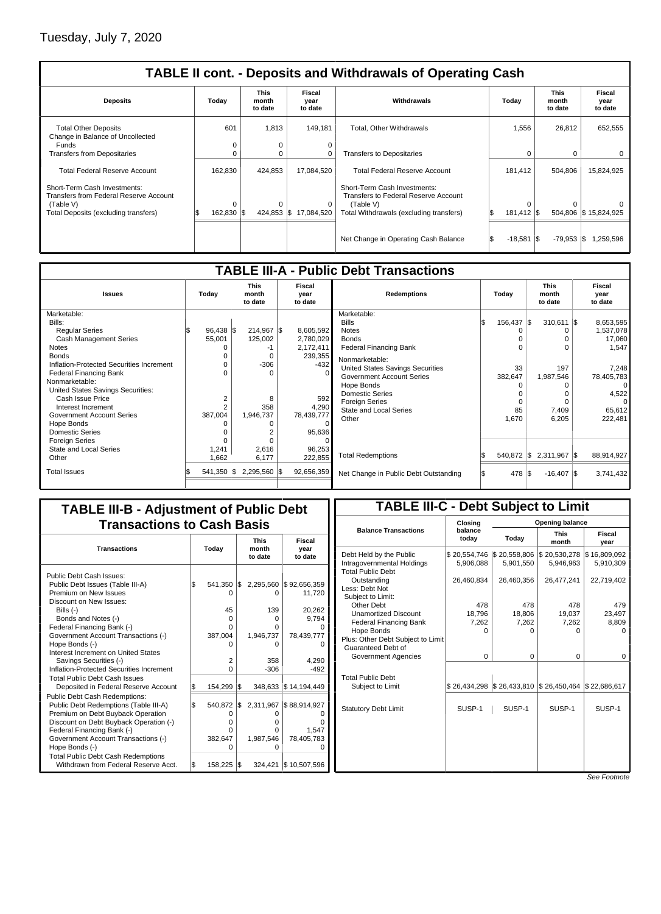Tuesday, July 7, 2020

## TABLE II cont. - Deposits and Withdrawals of Operating Cash

| Deposits | Today | This month to date | Fiscal year to date | Withdrawals | Today | This month to date | Fiscal year to date |
|---|---|---|---|---|---|---|---|
| Total Other Deposits | 601 | 1,813 | 149,181 | Total, Other Withdrawals | 1,556 | 26,812 | 652,555 |
| Change in Balance of Uncollected Funds | 0 | 0 | 0 | | | | |
| Transfers from Depositaries | 0 | 0 | 0 | Transfers to Depositaries | 0 | 0 | 0 |
| Total Federal Reserve Account | 162,830 | 424,853 | 17,084,520 | Total Federal Reserve Account | 181,412 | 504,806 | 15,824,925 |
| Short-Term Cash Investments: Transfers from Federal Reserve Account (Table V) | 0 | 0 | 0 | Short-Term Cash Investments: Transfers to Federal Reserve Account (Table V) | 0 | 0 | 0 |
| Total Deposits (excluding transfers) | $ 162,830 | $ 424,853 | $ 17,084,520 | Total Withdrawals (excluding transfers) | $ 181,412 | $ 504,806 | $ 15,824,925 |
| | | | | Net Change in Operating Cash Balance | $ -18,581 | $ -79,953 | $ 1,259,596 |

## TABLE III-A - Public Debt Transactions

| Issues | Today | This month to date | Fiscal year to date | Redemptions | Today | This month to date | Fiscal year to date |
|---|---|---|---|---|---|---|---|
| Marketable: | | | | Marketable: | | | |
| Bills: | | | | Bills | $ 156,437 | $ 310,611 | $ 8,653,595 |
| Regular Series | $ 96,438 | $ 214,967 | $ 8,605,592 | Notes | 0 | 0 | 1,537,078 |
| Cash Management Series | 55,001 | 125,002 | 2,780,029 | Bonds | 0 | 0 | 17,060 |
| Notes | 0 | -1 | 2,172,411 | Federal Financing Bank | 0 | 0 | 1,547 |
| Bonds | 0 | 0 | 239,355 | Nonmarketable: | | | |
| Inflation-Protected Securities Increment | 0 | -306 | -432 | United States Savings Securities | 33 | 197 | 7,248 |
| Federal Financing Bank | 0 | 0 | 0 | Government Account Series | 382,647 | 1,987,546 | 78,405,783 |
| Nonmarketable: | | | | Hope Bonds | 0 | 0 | 0 |
| United States Savings Securities: | | | | Domestic Series | 0 | 0 | 4,522 |
| Cash Issue Price | 2 | 8 | 592 | Foreign Series | 0 | 0 | 0 |
| Interest Increment | 2 | 358 | 4,290 | State and Local Series | 85 | 7,409 | 65,612 |
| Government Account Series | 387,004 | 1,946,737 | 78,439,777 | Other | 1,670 | 6,205 | 222,481 |
| Hope Bonds | 0 | 0 | 0 | | | | |
| Domestic Series | 0 | 2 | 95,636 | | | | |
| Foreign Series | 0 | 0 | 0 | | | | |
| State and Local Series | 1,241 | 2,616 | 96,253 | | | | |
| Other | 1,662 | 6,177 | 222,855 | Total Redemptions | $ 540,872 | $ 2,311,967 | $ 88,914,927 |
| Total Issues | $ 541,350 | $ 2,295,560 | $ 92,656,359 | Net Change in Public Debt Outstanding | $ 478 | $ -16,407 | $ 3,741,432 |

## TABLE III-B - Adjustment of Public Debt Transactions to Cash Basis

| Transactions | Today | This month to date | Fiscal year to date |
|---|---|---|---|
| Public Debt Cash Issues: | | | |
| Public Debt Issues (Table III-A) | $ 541,350 | $ 2,295,560 | $ 92,656,359 |
| Premium on New Issues | 0 | 0 | 11,720 |
| Discount on New Issues: | | | |
| Bills (-) | 45 | 139 | 20,262 |
| Bonds and Notes (-) | 0 | 0 | 9,794 |
| Federal Financing Bank (-) | 0 | 0 | 0 |
| Government Account Transactions (-) | 387,004 | 1,946,737 | 78,439,777 |
| Hope Bonds (-) | 0 | 0 | 0 |
| Interest Increment on United States Savings Securities (-) | 2 | 358 | 4,290 |
| Inflation-Protected Securities Increment | 0 | -306 | -492 |
| Total Public Debt Cash Issues Deposited in Federal Reserve Account | $ 154,299 | $ 348,633 | $ 14,194,449 |
| Public Debt Cash Redemptions: | | | |
| Public Debt Redemptions (Table III-A) | $ 540,872 | $ 2,311,967 | $ 88,914,927 |
| Premium on Debt Buyback Operation | 0 | 0 | 0 |
| Discount on Debt Buyback Operation (-) | 0 | 0 | 0 |
| Federal Financing Bank (-) | 0 | 0 | 1,547 |
| Government Account Transactions (-) | 382,647 | 1,987,546 | 78,405,783 |
| Hope Bonds (-) | 0 | 0 | 0 |
| Total Public Debt Cash Redemptions Withdrawn from Federal Reserve Acct. | $ 158,225 | $ 324,421 | $ 10,507,596 |

## TABLE III-C - Debt Subject to Limit

| Balance Transactions | Closing balance today | Opening balance Today | Opening balance This month | Opening balance Fiscal year |
|---|---|---|---|---|
| Debt Held by the Public | $ 20,554,746 | $ 20,558,806 | $ 20,530,278 | $ 16,809,092 |
| Intragovernmental Holdings | 5,906,088 | 5,901,550 | 5,946,963 | 5,910,309 |
| Total Public Debt Outstanding | 26,460,834 | 26,460,356 | 26,477,241 | 22,719,402 |
| Less: Debt Not Subject to Limit: | | | | |
| Other Debt | 478 | 478 | 478 | 479 |
| Unamortized Discount | 18,796 | 18,806 | 19,037 | 23,497 |
| Federal Financing Bank | 7,262 | 7,262 | 7,262 | 8,809 |
| Hope Bonds | 0 | 0 | 0 | 0 |
| Plus: Other Debt Subject to Limit | | | | |
| Guaranteed Debt of Government Agencies | 0 | 0 | 0 | 0 |
| Total Public Debt Subject to Limit | $ 26,434,298 | $ 26,433,810 | $ 26,450,464 | $ 22,686,617 |
| Statutory Debt Limit | SUSP-1 | SUSP-1 | SUSP-1 | SUSP-1 |

*See Footnote*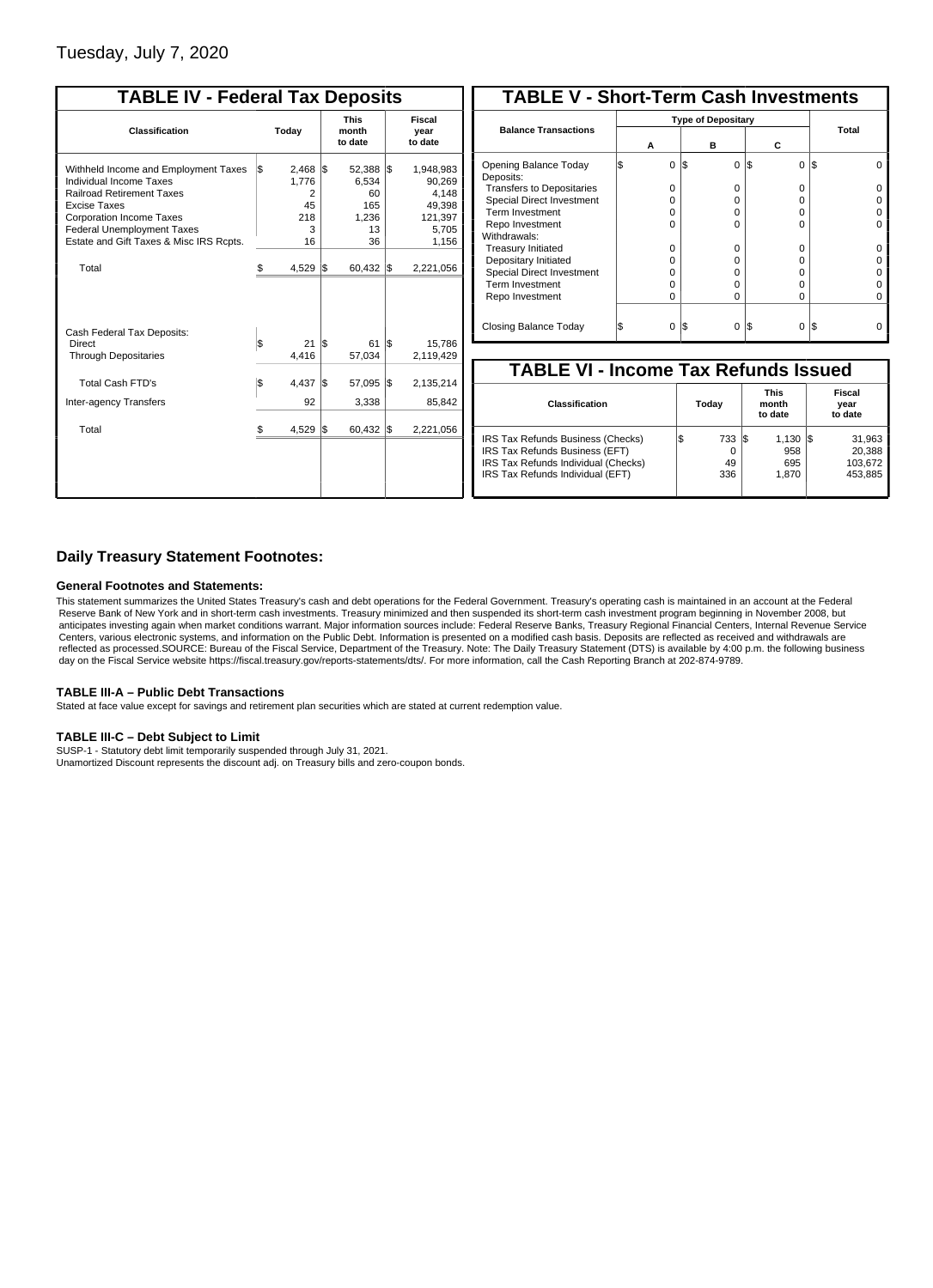Tuesday, July 7, 2020

## TABLE IV - Federal Tax Deposits

| Classification | Today | This month to date | Fiscal year to date |
|---|---|---|---|
| Withheld Income and Employment Taxes | $ 2,468 | $ 52,388 | $ 1,948,983 |
| Individual Income Taxes | 1,776 | 6,534 | 90,269 |
| Railroad Retirement Taxes | 2 | 60 | 4,148 |
| Excise Taxes | 45 | 165 | 49,398 |
| Corporation Income Taxes | 218 | 1,236 | 121,397 |
| Federal Unemployment Taxes | 3 | 13 | 5,705 |
| Estate and Gift Taxes & Misc IRS Rcpts. | 16 | 36 | 1,156 |
| Total | $ 4,529 | $ 60,432 | $ 2,221,056 |
| Cash Federal Tax Deposits: | | | |
| Direct | $ 21 | $ 61 | $ 15,786 |
| Through Depositaries | 4,416 | 57,034 | 2,119,429 |
| Total Cash FTD's | $ 4,437 | $ 57,095 | $ 2,135,214 |
| Inter-agency Transfers | 92 | 3,338 | 85,842 |
| Total | $ 4,529 | $ 60,432 | $ 2,221,056 |

## TABLE V - Short-Term Cash Investments

| Balance Transactions | Type of Depositary A | Type of Depositary B | Type of Depositary C | Total |
|---|---|---|---|---|
| Opening Balance Today | $ 0 | $ 0 | $ 0 | $ 0 |
| Deposits: | | | | |
| Transfers to Depositaries | 0 | 0 | 0 | 0 |
| Special Direct Investment | 0 | 0 | 0 | 0 |
| Term Investment | 0 | 0 | 0 | 0 |
| Repo Investment | 0 | 0 | 0 | 0 |
| Withdrawals: | | | | |
| Treasury Initiated | 0 | 0 | 0 | 0 |
| Depositary Initiated | 0 | 0 | 0 | 0 |
| Special Direct Investment | 0 | 0 | 0 | 0 |
| Term Investment | 0 | 0 | 0 | 0 |
| Repo Investment | 0 | 0 | 0 | 0 |
| Closing Balance Today | $ 0 | $ 0 | $ 0 | $ 0 |

## TABLE VI - Income Tax Refunds Issued

| Classification | Today | This month to date | Fiscal year to date |
|---|---|---|---|
| IRS Tax Refunds Business (Checks) | $ 733 | $ 1,130 | $ 31,963 |
| IRS Tax Refunds Business (EFT) | 0 | 958 | 20,388 |
| IRS Tax Refunds Individual (Checks) | 49 | 695 | 103,672 |
| IRS Tax Refunds Individual (EFT) | 336 | 1,870 | 453,885 |

## Daily Treasury Statement Footnotes:

### General Footnotes and Statements:

This statement summarizes the United States Treasury's cash and debt operations for the Federal Government. Treasury's operating cash is maintained in an account at the Federal Reserve Bank of New York and in short-term cash investments. Treasury minimized and then suspended its short-term cash investment program beginning in November 2008, but anticipates investing again when market conditions warrant. Major information sources include: Federal Reserve Banks, Treasury Regional Financial Centers, Internal Revenue Service Centers, various electronic systems, and information on the Public Debt. Information is presented on a modified cash basis. Deposits are reflected as received and withdrawals are reflected as processed.SOURCE: Bureau of the Fiscal Service, Department of the Treasury. Note: The Daily Treasury Statement (DTS) is available by 4:00 p.m. the following business day on the Fiscal Service website https://fiscal.treasury.gov/reports-statements/dts/. For more information, call the Cash Reporting Branch at 202-874-9789.

### TABLE III-A – Public Debt Transactions

Stated at face value except for savings and retirement plan securities which are stated at current redemption value.

### TABLE III-C – Debt Subject to Limit

SUSP-1 - Statutory debt limit temporarily suspended through July 31, 2021.
Unamortized Discount represents the discount adj. on Treasury bills and zero-coupon bonds.